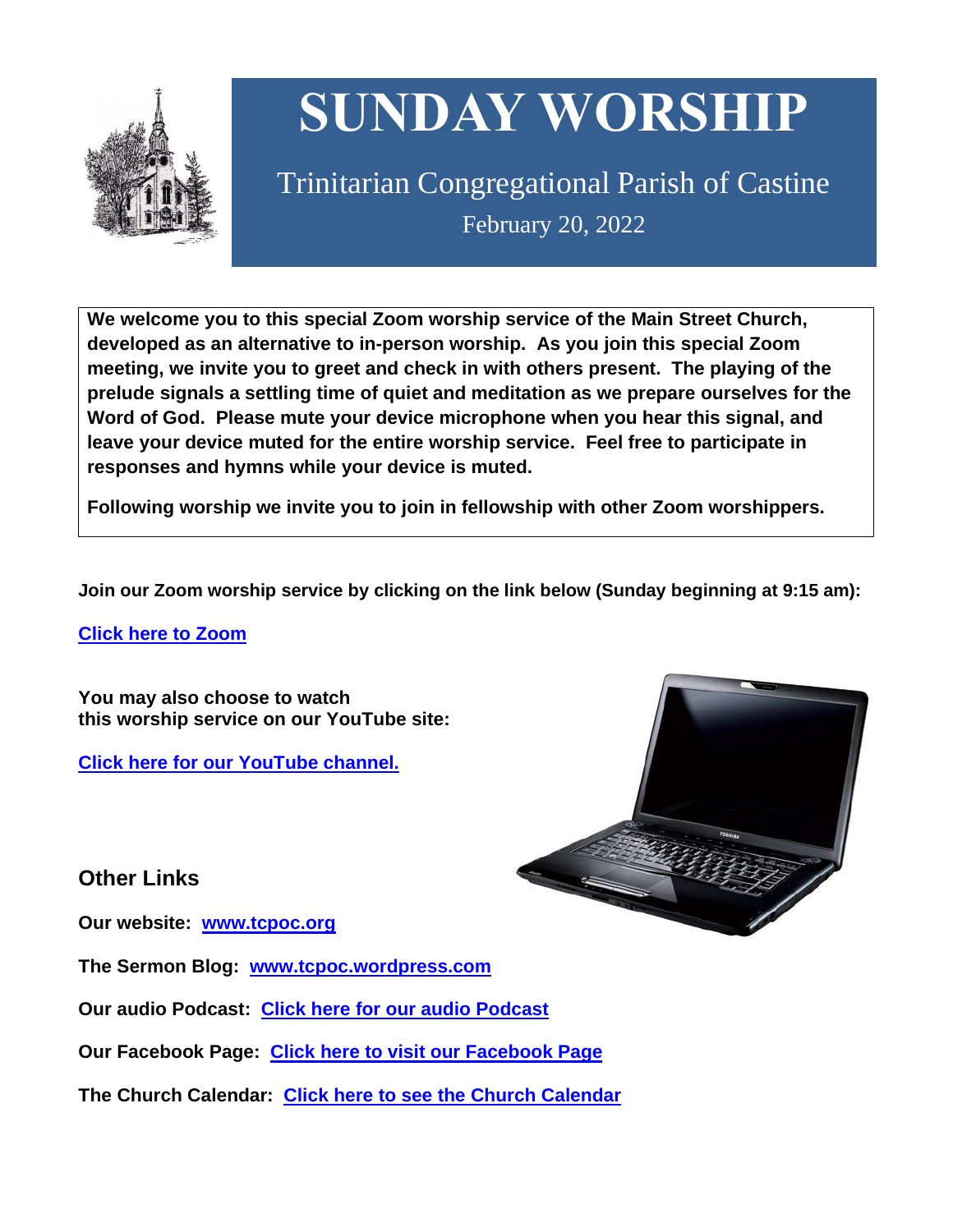# SUNDAY WORSHIP

Trinitarian Congregational Parish of Castine

February 20, 2022

**We welcome you to this special Zoom worship service of the Main Street Church, developed as an alternative to in-person worship. As you join this special Zoom meeting, we invite you to greet and check in with others present. The playing of the prelude signals a settling time of quiet and meditation as we prepare ourselves for the Word of God. Please mute your device microphone when you hear this signal, and leave your device muted for the entire worship service. Feel free to participate in responses and hymns while your device is muted.**

**Following worship we invite you to join in fellowship with other Zoom worshippers.**

**Join our Zoom worship service by clicking on the link below (Sunday beginning at 9:15 am):**

**Click here to Zoom**

**You may also choose to watch this worship service on our YouTube site:**

**Click here for our YouTube channel.**

## Other Links

**Our website: www.tcpoc.org**

**The Sermon Blog: www.tcpoc.wordpress.com**

**Our audio Podcast: Click here for our audio Podcast**

**Our Facebook Page: Click here to visit our Facebook Page**

**The Church Calendar: Click here to see the Church Calendar**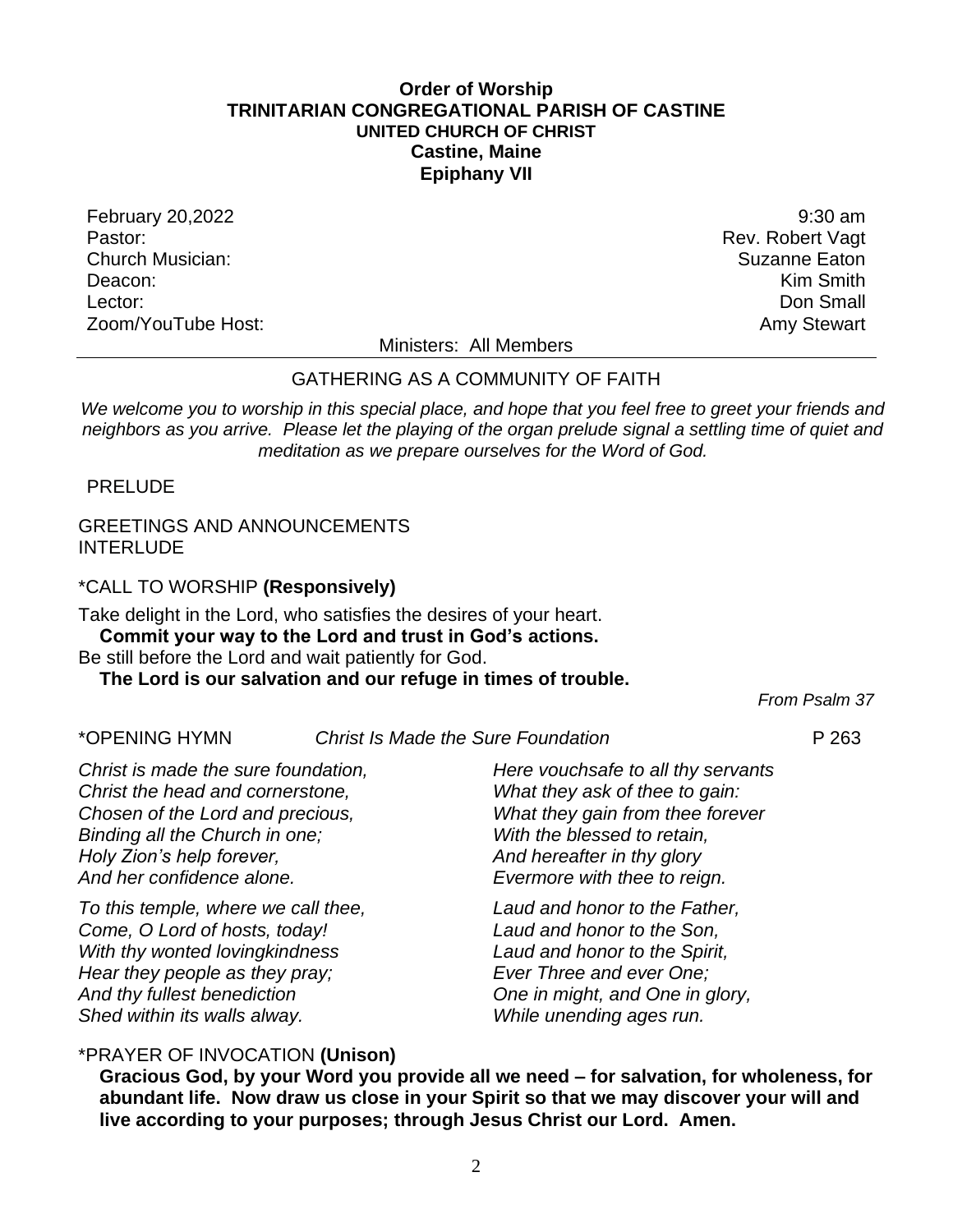**Order of Worship**
**TRINITARIAN CONGREGATIONAL PARISH OF CASTINE**
**UNITED CHURCH OF CHRIST**
**Castine, Maine**
**Epiphany VII**

| | |
|---|---|
| February 20,2022 | 9:30 am |
| Pastor: | Rev. Robert Vagt |
| Church Musician: | Suzanne Eaton |
| Deacon: | Kim Smith |
| Lector: | Don Small |
| Zoom/YouTube Host: | Amy Stewart |

Ministers: All Members

---

GATHERING AS A COMMUNITY OF FAITH

*We welcome you to worship in this special place, and hope that you feel free to greet your friends and neighbors as you arrive. Please let the playing of the organ prelude signal a settling time of quiet and meditation as we prepare ourselves for the Word of God.*

PRELUDE

GREETINGS AND ANNOUNCEMENTS
INTERLUDE

*CALL TO WORSHIP **(Responsively)**

Take delight in the Lord, who satisfies the desires of your heart.
**Commit your way to the Lord and trust in God's actions.**
Be still before the Lord and wait patiently for God.
**The Lord is our salvation and our refuge in times of trouble.**

*From Psalm 37*

*OPENING HYMN *Christ Is Made the Sure Foundation* P 263

*Christ is made the sure foundation,*
*Christ the head and cornerstone,*
*Chosen of the Lord and precious,*
*Binding all the Church in one;*
*Holy Zion's help forever,*
*And her confidence alone.*

*To this temple, where we call thee,*
*Come, O Lord of hosts, today!*
*With thy wonted lovingkindness*
*Hear they people as they pray;*
*And thy fullest benediction*
*Shed within its walls alway.*

*Here vouchsafe to all thy servants*
*What they ask of thee to gain:*
*What they gain from thee forever*
*With the blessed to retain,*
*And hereafter in thy glory*
*Evermore with thee to reign.*

*Laud and honor to the Father,*
*Laud and honor to the Son,*
*Laud and honor to the Spirit,*
*Ever Three and ever One;*
*One in might, and One in glory,*
*While unending ages run.*

*PRAYER OF INVOCATION **(Unison)**

**Gracious God, by your Word you provide all we need – for salvation, for wholeness, for abundant life. Now draw us close in your Spirit so that we may discover your will and live according to your purposes; through Jesus Christ our Lord. Amen.**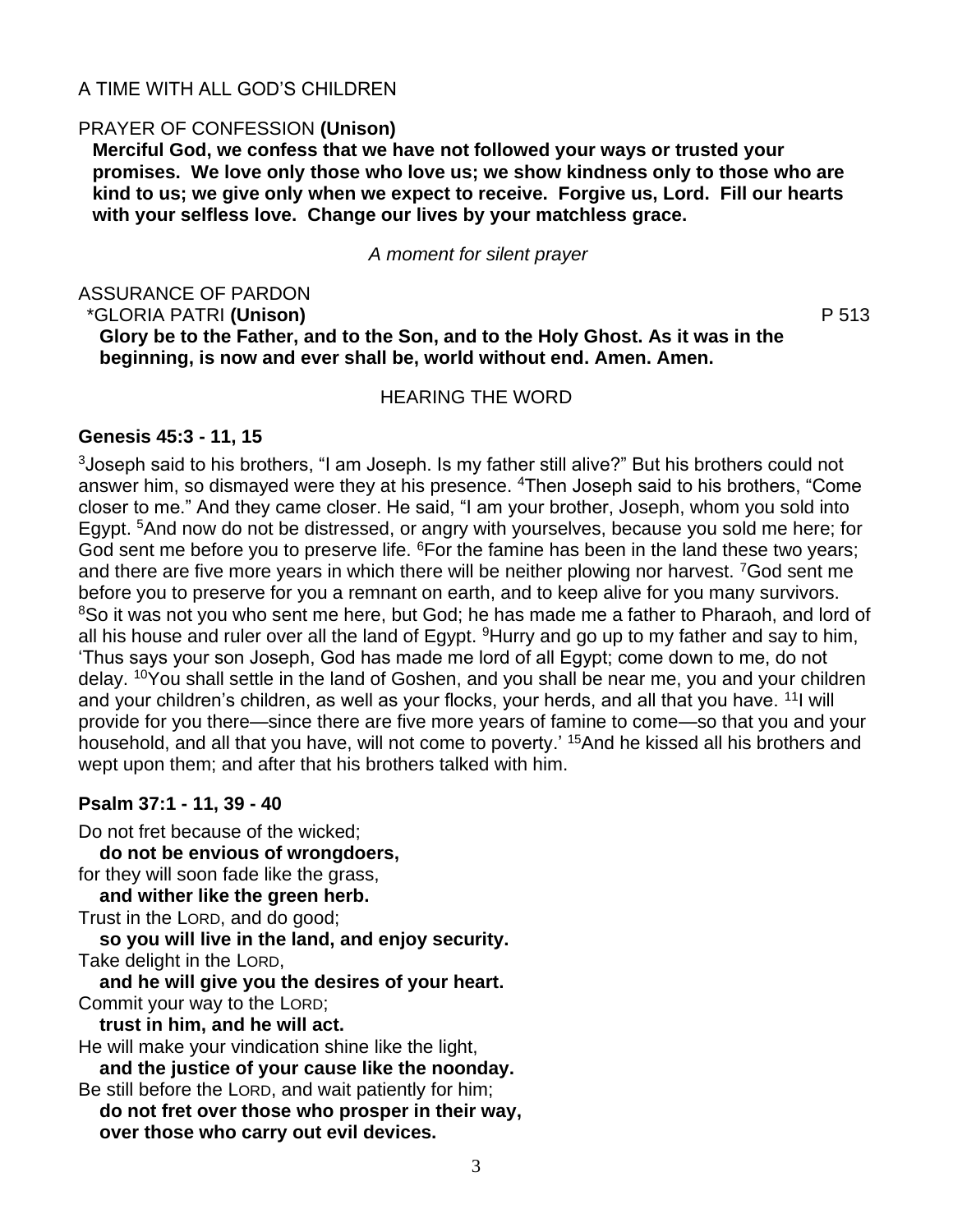A TIME WITH ALL GOD'S CHILDREN

PRAYER OF CONFESSION **(Unison)**

**Merciful God, we confess that we have not followed your ways or trusted your promises. We love only those who love us; we show kindness only to those who are kind to us; we give only when we expect to receive. Forgive us, Lord. Fill our hearts with your selfless love. Change our lives by your matchless grace.**

*A moment for silent prayer*

ASSURANCE OF PARDON

\*GLORIA PATRI **(Unison)** P 513

**Glory be to the Father, and to the Son, and to the Holy Ghost. As it was in the beginning, is now and ever shall be, world without end. Amen. Amen.**

HEARING THE WORD

**Genesis 45:3 - 11, 15**

[3]Joseph said to his brothers, "I am Joseph. Is my father still alive?" But his brothers could not answer him, so dismayed were they at his presence. [4]Then Joseph said to his brothers, "Come closer to me." And they came closer. He said, "I am your brother, Joseph, whom you sold into Egypt. [5]And now do not be distressed, or angry with yourselves, because you sold me here; for God sent me before you to preserve life. [6]For the famine has been in the land these two years; and there are five more years in which there will be neither plowing nor harvest. [7]God sent me before you to preserve for you a remnant on earth, and to keep alive for you many survivors. [8]So it was not you who sent me here, but God; he has made me a father to Pharaoh, and lord of all his house and ruler over all the land of Egypt. [9]Hurry and go up to my father and say to him, 'Thus says your son Joseph, God has made me lord of all Egypt; come down to me, do not delay. [10]You shall settle in the land of Goshen, and you shall be near me, you and your children and your children's children, as well as your flocks, your herds, and all that you have. [11]I will provide for you there—since there are five more years of famine to come—so that you and your household, and all that you have, will not come to poverty.' [15]And he kissed all his brothers and wept upon them; and after that his brothers talked with him.

**Psalm 37:1 - 11, 39 - 40**

Do not fret because of the wicked;
**do not be envious of wrongdoers,**
for they will soon fade like the grass,
**and wither like the green herb.**
Trust in the LORD, and do good;
**so you will live in the land, and enjoy security.**
Take delight in the LORD,
**and he will give you the desires of your heart.**
Commit your way to the LORD;
**trust in him, and he will act.**
He will make your vindication shine like the light,
**and the justice of your cause like the noonday.**
Be still before the LORD, and wait patiently for him;
**do not fret over those who prosper in their way,**
**over those who carry out evil devices.**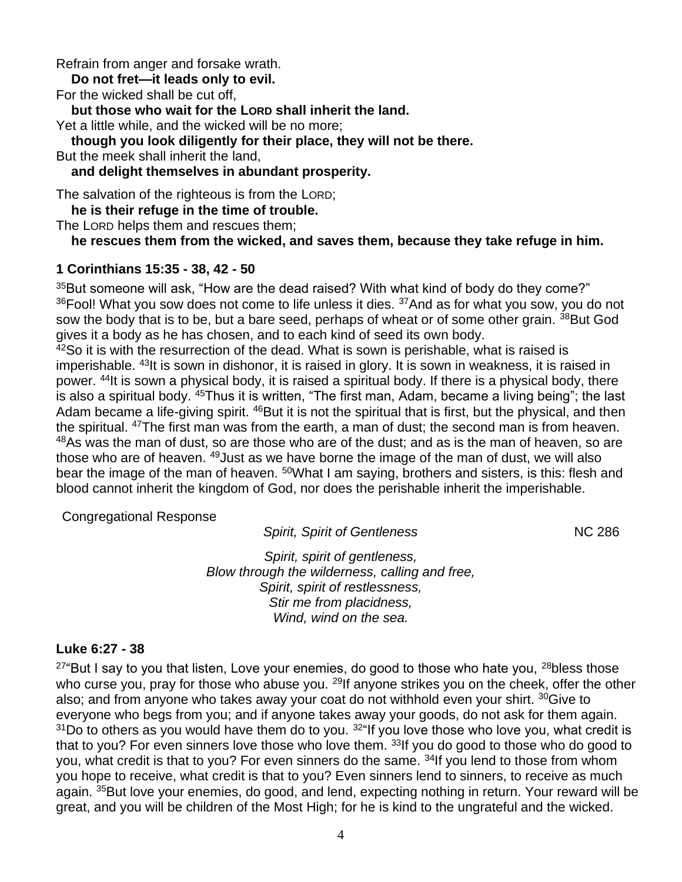Refrain from anger and forsake wrath.
  **Do not fret—it leads only to evil.**
For the wicked shall be cut off,
  **but those who wait for the LORD shall inherit the land.**
Yet a little while, and the wicked will be no more;
  **though you look diligently for their place, they will not be there.**
But the meek shall inherit the land,
  **and delight themselves in abundant prosperity.**

The salvation of the righteous is from the LORD;
  **he is their refuge in the time of trouble.**
The LORD helps them and rescues them;
  **he rescues them from the wicked, and saves them, because they take refuge in him.**

**1 Corinthians 15:35 - 38, 42 - 50**

35But someone will ask, "How are the dead raised? With what kind of body do they come?" 36Fool! What you sow does not come to life unless it dies. 37And as for what you sow, you do not sow the body that is to be, but a bare seed, perhaps of wheat or of some other grain. 38But God gives it a body as he has chosen, and to each kind of seed its own body.
42So it is with the resurrection of the dead. What is sown is perishable, what is raised is imperishable. 43It is sown in dishonor, it is raised in glory. It is sown in weakness, it is raised in power. 44It is sown a physical body, it is raised a spiritual body. If there is a physical body, there is also a spiritual body. 45Thus it is written, "The first man, Adam, became a living being"; the last Adam became a life-giving spirit. 46But it is not the spiritual that is first, but the physical, and then the spiritual. 47The first man was from the earth, a man of dust; the second man is from heaven. 48As was the man of dust, so are those who are of the dust; and as is the man of heaven, so are those who are of heaven. 49Just as we have borne the image of the man of dust, we will also bear the image of the man of heaven. 50What I am saying, brothers and sisters, is this: flesh and blood cannot inherit the kingdom of God, nor does the perishable inherit the imperishable.

Congregational Response

*Spirit, Spirit of Gentleness* NC 286

*Spirit, spirit of gentleness,*
*Blow through the wilderness, calling and free,*
*Spirit, spirit of restlessness,*
*Stir me from placidness,*
*Wind, wind on the sea.*

**Luke 6:27 - 38**

27"But I say to you that listen, Love your enemies, do good to those who hate you, 28bless those who curse you, pray for those who abuse you. 29If anyone strikes you on the cheek, offer the other also; and from anyone who takes away your coat do not withhold even your shirt. 30Give to everyone who begs from you; and if anyone takes away your goods, do not ask for them again. 31Do to others as you would have them do to you. 32"If you love those who love you, what credit is that to you? For even sinners love those who love them. 33If you do good to those who do good to you, what credit is that to you? For even sinners do the same. 34If you lend to those from whom you hope to receive, what credit is that to you? Even sinners lend to sinners, to receive as much again. 35But love your enemies, do good, and lend, expecting nothing in return. Your reward will be great, and you will be children of the Most High; for he is kind to the ungrateful and the wicked.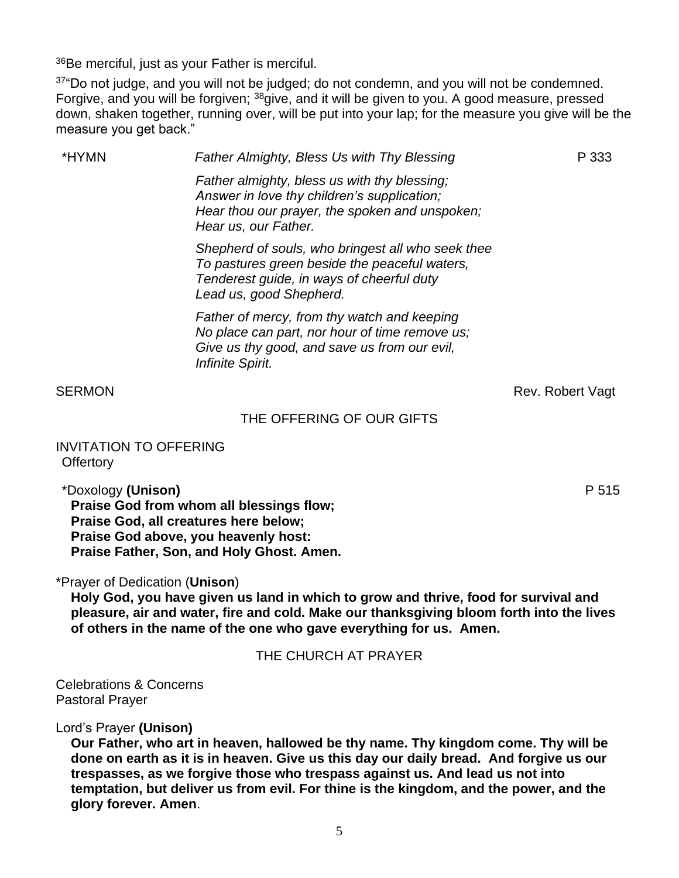[36]Be merciful, just as your Father is merciful.

[37]"Do not judge, and you will not be judged; do not condemn, and you will not be condemned. Forgive, and you will be forgiven; [38]give, and it will be given to you. A good measure, pressed down, shaken together, running over, will be put into your lap; for the measure you give will be the measure you get back."

*HYMN *Father Almighty, Bless Us with Thy Blessing* P 333

*Father almighty, bless us with thy blessing;*
*Answer in love thy children's supplication;*
*Hear thou our prayer, the spoken and unspoken;*
*Hear us, our Father.*

*Shepherd of souls, who bringest all who seek thee*
*To pastures green beside the peaceful waters,*
*Tenderest guide, in ways of cheerful duty*
*Lead us, good Shepherd.*

*Father of mercy, from thy watch and keeping*
*No place can part, nor hour of time remove us;*
*Give us thy good, and save us from our evil,*
*Infinite Spirit.*

SERMON Rev. Robert Vagt

## THE OFFERING OF OUR GIFTS

INVITATION TO OFFERING
Offertory

*Doxology **(Unison)** P 515
**Praise God from whom all blessings flow;**
**Praise God, all creatures here below;**
**Praise God above, you heavenly host:**
**Praise Father, Son, and Holy Ghost. Amen.**

*Prayer of Dedication (**Unison**)
**Holy God, you have given us land in which to grow and thrive, food for survival and pleasure, air and water, fire and cold. Make our thanksgiving bloom forth into the lives of others in the name of the one who gave everything for us. Amen.**

## THE CHURCH AT PRAYER

Celebrations & Concerns
Pastoral Prayer

Lord's Prayer **(Unison)**
**Our Father, who art in heaven, hallowed be thy name. Thy kingdom come. Thy will be done on earth as it is in heaven. Give us this day our daily bread. And forgive us our trespasses, as we forgive those who trespass against us. And lead us not into temptation, but deliver us from evil. For thine is the kingdom, and the power, and the glory forever. Amen**.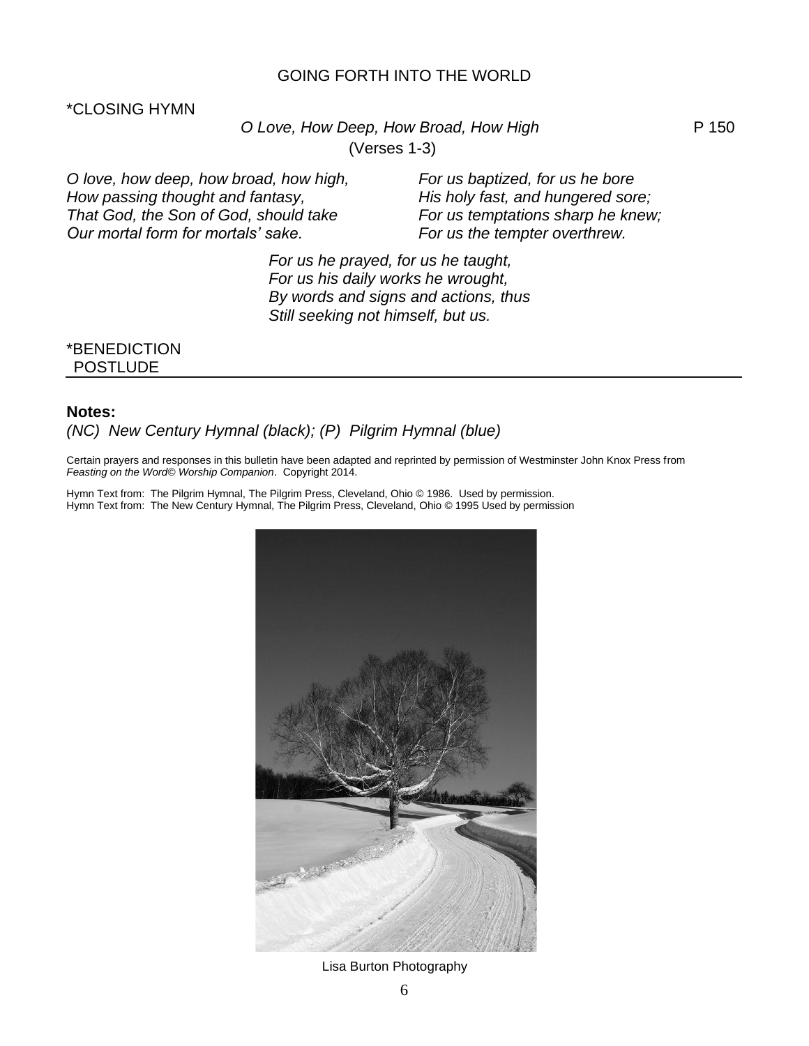## GOING FORTH INTO THE WORLD

\*CLOSING HYMN

*O Love, How Deep, How Broad, How High* P 150
(Verses 1-3)

*O love, how deep, how broad, how high,*
*How passing thought and fantasy,*
*That God, the Son of God, should take*
*Our mortal form for mortals' sake.*

*For us baptized, for us he bore*
*His holy fast, and hungered sore;*
*For us temptations sharp he knew;*
*For us the tempter overthrew.*

*For us he prayed, for us he taught,*
*For us his daily works he wrought,*
*By words and signs and actions, thus*
*Still seeking not himself, but us.*

\*BENEDICTION
POSTLUDE

---

**Notes:**
*(NC) New Century Hymnal (black); (P) Pilgrim Hymnal (blue)*

Certain prayers and responses in this bulletin have been adapted and reprinted by permission of Westminster John Knox Press from *Feasting on the Word© Worship Companion*. Copyright 2014.

Hymn Text from: The Pilgrim Hymnal, The Pilgrim Press, Cleveland, Ohio © 1986. Used by permission.
Hymn Text from: The New Century Hymnal, The Pilgrim Press, Cleveland, Ohio © 1995 Used by permission

Lisa Burton Photography